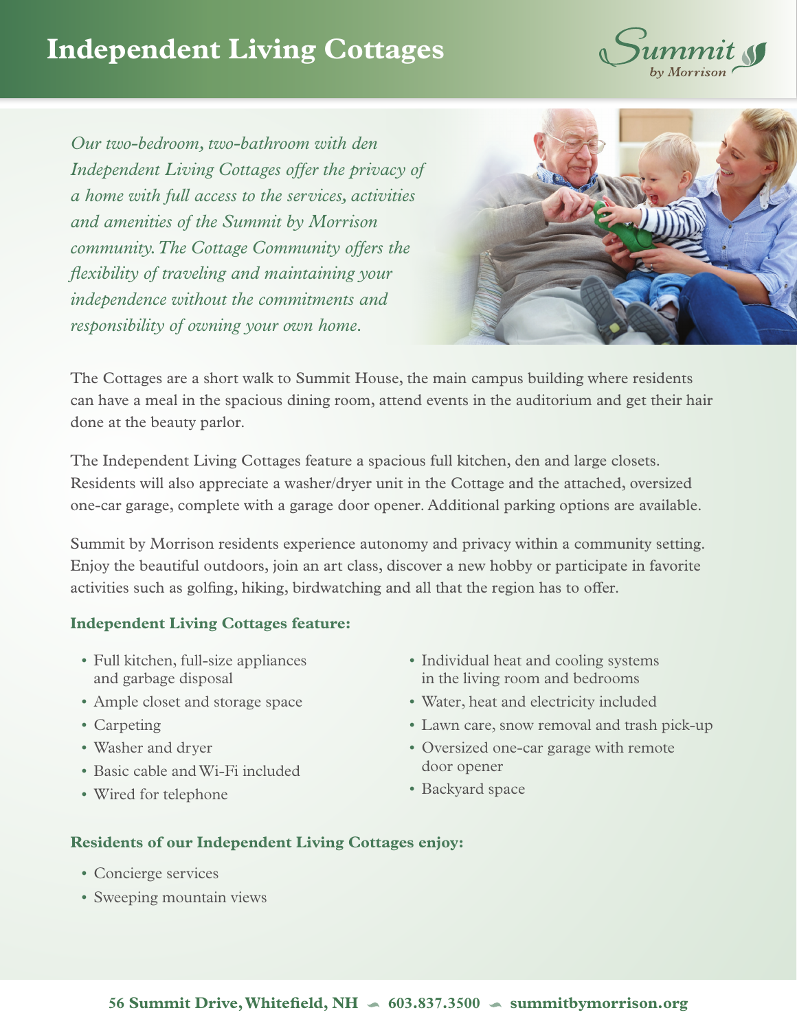# Independent Living Cottages

Summit by Morrison

*Our two-bedroom, two-bathroom with den Independent Living Cottages offer the privacy of a home with full access to the services, activities and amenities of the Summit by Morrison community. The Cottage Community offers the flexibility of traveling and maintaining your independence without the commitments and responsibility of owning your own home.*

The Cottages are a short walk to Summit House, the main campus building where residents can have a meal in the spacious dining room, attend events in the auditorium and get their hair done at the beauty parlor.

The Independent Living Cottages feature a spacious full kitchen, den and large closets. Residents will also appreciate a washer/dryer unit in the Cottage and the attached, oversized one-car garage, complete with a garage door opener. Additional parking options are available.

Summit by Morrison residents experience autonomy and privacy within a community setting. Enjoy the beautiful outdoors, join an art class, discover a new hobby or participate in favorite activities such as golfing, hiking, birdwatching and all that the region has to offer.

**Independent Living Cottages feature:**

- Full kitchen, full-size appliances and garbage disposal
- Ample closet and storage space
- Carpeting
- Washer and dryer
- Basic cable and Wi-Fi included
- Wired for telephone
- Individual heat and cooling systems in the living room and bedrooms
- Water, heat and electricity included
- Lawn care, snow removal and trash pick-up
- Oversized one-car garage with remote door opener
- Backyard space

**Residents of our Independent Living Cottages enjoy:**

- Concierge services
- Sweeping mountain views

**56 Summit Drive, Whitefield, NH · 603.837.3500 · summitbymorrison.org**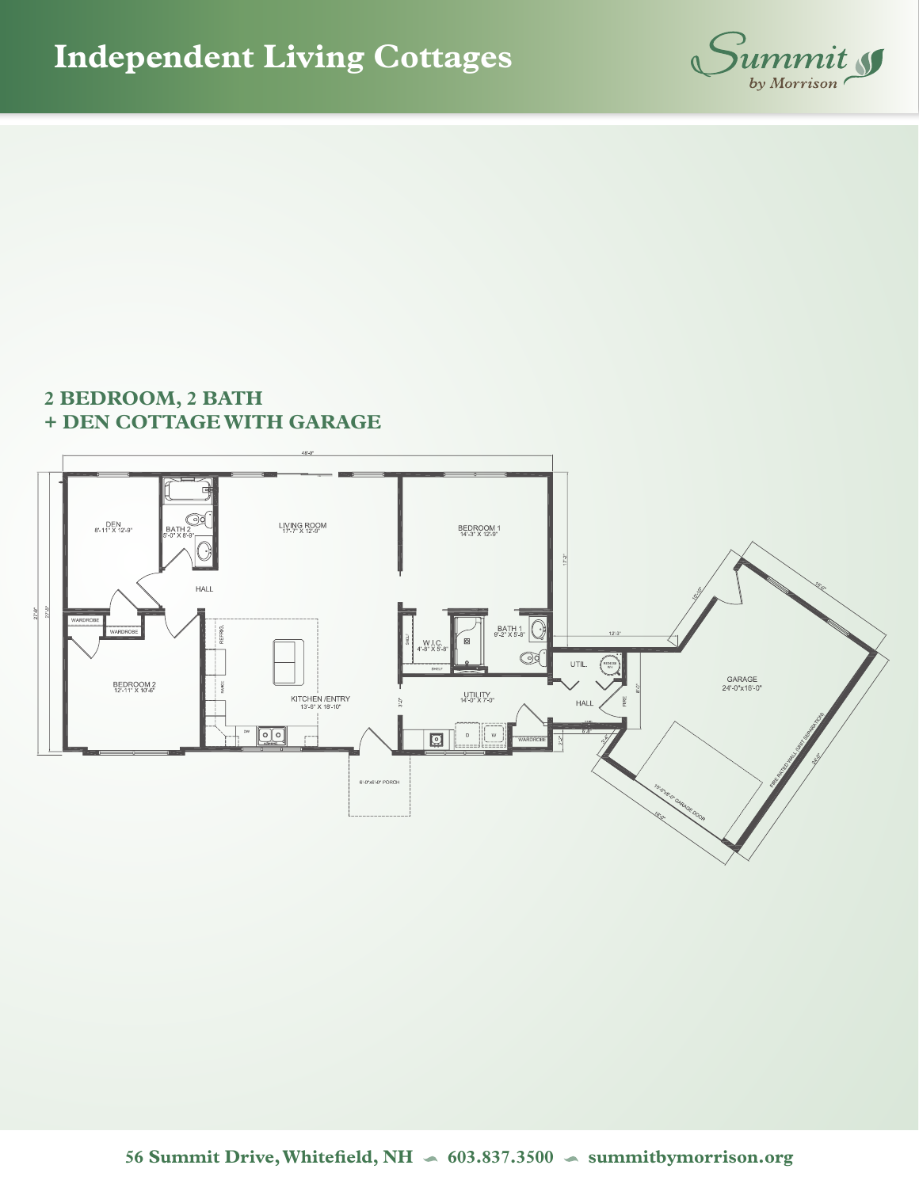# Independent Living Cottages

## 2 BEDROOM, 2 BATH + DEN COTTAGE WITH GARAGE

48'-0"

DEN
8'-11" X 12'-9"

BATH 2
5'-0" X 8'-9"

LIVING ROOM
17'-7" X 12'-9"

BEDROOM 1
14'-3" X 12'-9"

HALL

WARDROBE

WARDROBE

W.I.C.
4'-8" X 5'-8"

BATH 1
9'-2" X 5'-8"

REFRIG.

BEDROOM 2
12'-11" X 10'-6"

KITCHEN /ENTRY
13'-8" X 18'-10"

UTILITY
14'-0" X 7'-0"

UTIL.

HALL

WARDROBE

GARAGE
24'-0"x16'-0"

6'-0"x8'-0" PORCH

FIRE RATED WALL (UNIT SEPARATION)

GARAGE DOOR

12'-3"

56 Summit Drive, Whitefield, NH • 603.837.3500 • summitbymorrison.org